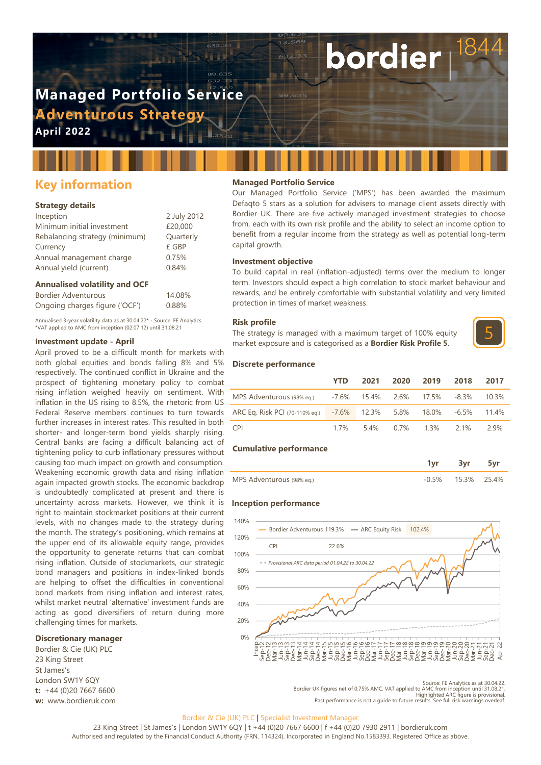# Managed Portfolio Service

## Adventurous Strategy

**April 2022**

bordier 1844

## Key information

### Strategy details

| | |
|---|---|
| Inception | 2 July 2012 |
| Minimum initial investment | £20,000 |
| Rebalancing strategy (minimum) | Quarterly |
| Currency | £ GBP |
| Annual management charge | 0.75% |
| Annual yield (current) | 0.84% |

### Annualised volatility and OCF

| | |
|---|---|
| Bordier Adventurous | 14.08% |
| Ongoing charges figure ('OCF') | 0.88% |

Annualised 3-year volatility data as at 30.04.22* - Source: FE Analytics
*VAT applied to AMC from inception (02.07.12) until 31.08.21

### Investment update - April

April proved to be a difficult month for markets with both global equities and bonds falling 8% and 5% respectively. The continued conflict in Ukraine and the prospect of tightening monetary policy to combat rising inflation weighed heavily on sentiment. With inflation in the US rising to 8.5%, the rhetoric from US Federal Reserve members continues to turn towards further increases in interest rates. This resulted in both shorter- and longer-term bond yields sharply rising. Central banks are facing a difficult balancing act of tightening policy to curb inflationary pressures without causing too much impact on growth and consumption. Weakening economic growth data and rising inflation again impacted growth stocks. The economic backdrop is undoubtedly complicated at present and there is uncertainty across markets. However, we think it is right to maintain stockmarket positions at their current levels, with no changes made to the strategy during the month. The strategy's positioning, which remains at the upper end of its allowable equity range, provides the opportunity to generate returns that can combat rising inflation. Outside of stockmarkets, our strategic bond managers and positions in index-linked bonds are helping to offset the difficulties in conventional bond markets from rising inflation and interest rates, whilst market neutral 'alternative' investment funds are acting as good diversifiers of return during more challenging times for markets.

### Discretionary manager

Bordier & Cie (UK) PLC
23 King Street
St James's
London SW1Y 6QY
**t:** +44 (0)20 7667 6600
**w:** www.bordieruk.com

### Managed Portfolio Service

Our Managed Portfolio Service ('MPS') has been awarded the maximum Defaqto 5 stars as a solution for advisers to manage client assets directly with Bordier UK. There are five actively managed investment strategies to choose from, each with its own risk profile and the ability to select an income option to benefit from a regular income from the strategy as well as potential long-term capital growth.

### Investment objective

To build capital in real (inflation-adjusted) terms over the medium to longer term. Investors should expect a high correlation to stock market behaviour and rewards, and be entirely comfortable with substantial volatility and very limited protection in times of market weakness.

### Risk profile

The strategy is managed with a maximum target of 100% equity market exposure and is categorised as a **Bordier Risk Profile 5**.

5

### Discrete performance

| | YTD | 2021 | 2020 | 2019 | 2018 | 2017 |
|---|---|---|---|---|---|---|
| MPS Adventurous (98% eq.) | -7.6% | 15.4% | 2.6% | 17.5% | -8.3% | 10.3% |
| ARC Eq. Risk PCI (70-110% eq.) | -7.6% | 12.3% | 5.8% | 18.0% | -6.5% | 11.4% |
| CPI | 1.7% | 5.4% | 0.7% | 1.3% | 2.1% | 2.9% |

### Cumulative performance

| | 1yr | 3yr | 5yr |
|---|---|---|---|
| MPS Adventurous (98% eq.) | -0.5% | 15.3% | 25.4% |

### Inception performance

Bordier Adventurous 119.3%
ARC Equity Risk 102.4%
CPI 22.6%
Provisional ARC data period 01.04.22 to 30.04.22

Source: FE Analytics as at 30.04.22.
Bordier UK figures net of 0.75% AMC. VAT applied to AMC from inception until 31.08.21.
Highlighted ARC figure is provisional.
Past performance is not a guide to future results. See full risk warnings overleaf.

Bordier & Cie (UK) PLC | Specialist Investment Manager
23 King Street | St James's | London SW1Y 6QY | t +44 (0)20 7667 6600 | f +44 (0)20 7930 2911 | bordieruk.com
Authorised and regulated by the Financial Conduct Authority (FRN. 114324). Incorporated in England No.1583393. Registered Office as above.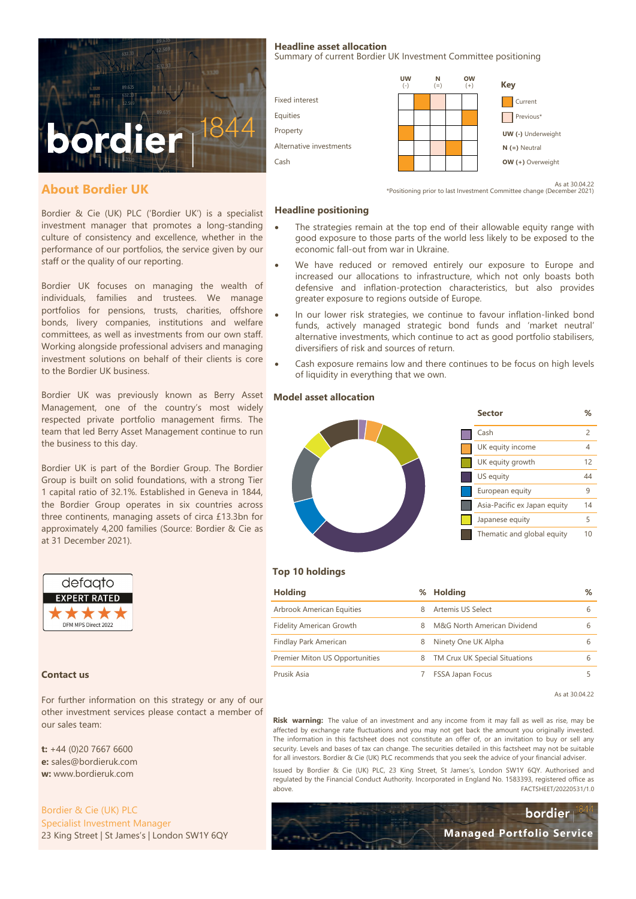## About Bordier UK

Bordier & Cie (UK) PLC ('Bordier UK') is a specialist investment manager that promotes a long-standing culture of consistency and excellence, whether in the performance of our portfolios, the service given by our staff or the quality of our reporting.

Bordier UK focuses on managing the wealth of individuals, families and trustees. We manage portfolios for pensions, trusts, charities, offshore bonds, livery companies, institutions and welfare committees, as well as investments from our own staff. Working alongside professional advisers and managing investment solutions on behalf of their clients is core to the Bordier UK business.

Bordier UK was previously known as Berry Asset Management, one of the country's most widely respected private portfolio management firms. The team that led Berry Asset Management continue to run the business to this day.

Bordier UK is part of the Bordier Group. The Bordier Group is built on solid foundations, with a strong Tier 1 capital ratio of 32.1%. Established in Geneva in 1844, the Bordier Group operates in six countries across three continents, managing assets of circa £13.3bn for approximately 4,200 families (Source: Bordier & Cie as at 31 December 2021).

defaqto EXPERT RATED
DFM MPS Direct 2022

### Contact us

For further information on this strategy or any of our other investment services please contact a member of our sales team:

**t:** +44 (0)20 7667 6600
**e:** sales@bordieruk.com
**w:** www.bordieruk.com

Bordier & Cie (UK) PLC
Specialist Investment Manager
23 King Street | St James's | London SW1Y 6QY

### Headline asset allocation

Summary of current Bordier UK Investment Committee positioning

UW (-) N (=) OW (+)

Fixed interest
Equities
Property
Alternative investments
Cash

Key
Current
Previous*
UW (-) Underweight
N (=) Neutral
OW (+) Overweight

As at 30.04.22
*Positioning prior to last Investment Committee change (December 2021)

### Headline positioning

- The strategies remain at the top end of their allowable equity range with good exposure to those parts of the world less likely to be exposed to the economic fall-out from war in Ukraine.
- We have reduced or removed entirely our exposure to Europe and increased our allocations to infrastructure, which not only boasts both defensive and inflation-protection characteristics, but also provides greater exposure to regions outside of Europe.
- In our lower risk strategies, we continue to favour inflation-linked bond funds, actively managed strategic bond funds and 'market neutral' alternative investments, which continue to act as good portfolio stabilisers, diversifiers of risk and sources of return.
- Cash exposure remains low and there continues to be focus on high levels of liquidity in everything that we own.

### Model asset allocation

| Sector | % |
|---|---|
| Cash | 2 |
| UK equity income | 4 |
| UK equity growth | 12 |
| US equity | 44 |
| European equity | 9 |
| Asia-Pacific ex Japan equity | 14 |
| Japanese equity | 5 |
| Thematic and global equity | 10 |

### Top 10 holdings

| Holding | % | Holding | % |
|---|---|---|---|
| Arbrook American Equities | 8 | Artemis US Select | 6 |
| Fidelity American Growth | 8 | M&G North American Dividend | 6 |
| Findlay Park American | 8 | Ninety One UK Alpha | 6 |
| Premier Miton US Opportunities | 8 | TM Crux UK Special Situations | 6 |
| Prusik Asia | 7 | FSSA Japan Focus | 5 |

As at 30.04.22

**Risk warning:** The value of an investment and any income from it may fall as well as rise, may be affected by exchange rate fluctuations and you may not get back the amount you originally invested. The information in this factsheet does not constitute an offer of, or an invitation to buy or sell any security. Levels and bases of tax can change. The securities detailed in this factsheet may not be suitable for all investors. Bordier & Cie (UK) PLC recommends that you seek the advice of your financial adviser.

Issued by Bordier & Cie (UK) PLC, 23 King Street, St James's, London SW1Y 6QY. Authorised and regulated by the Financial Conduct Authority. Incorporated in England No. 1583393, registered office as above. FACTSHEET/20220531/1.0

bordier 1844
Managed Portfolio Service